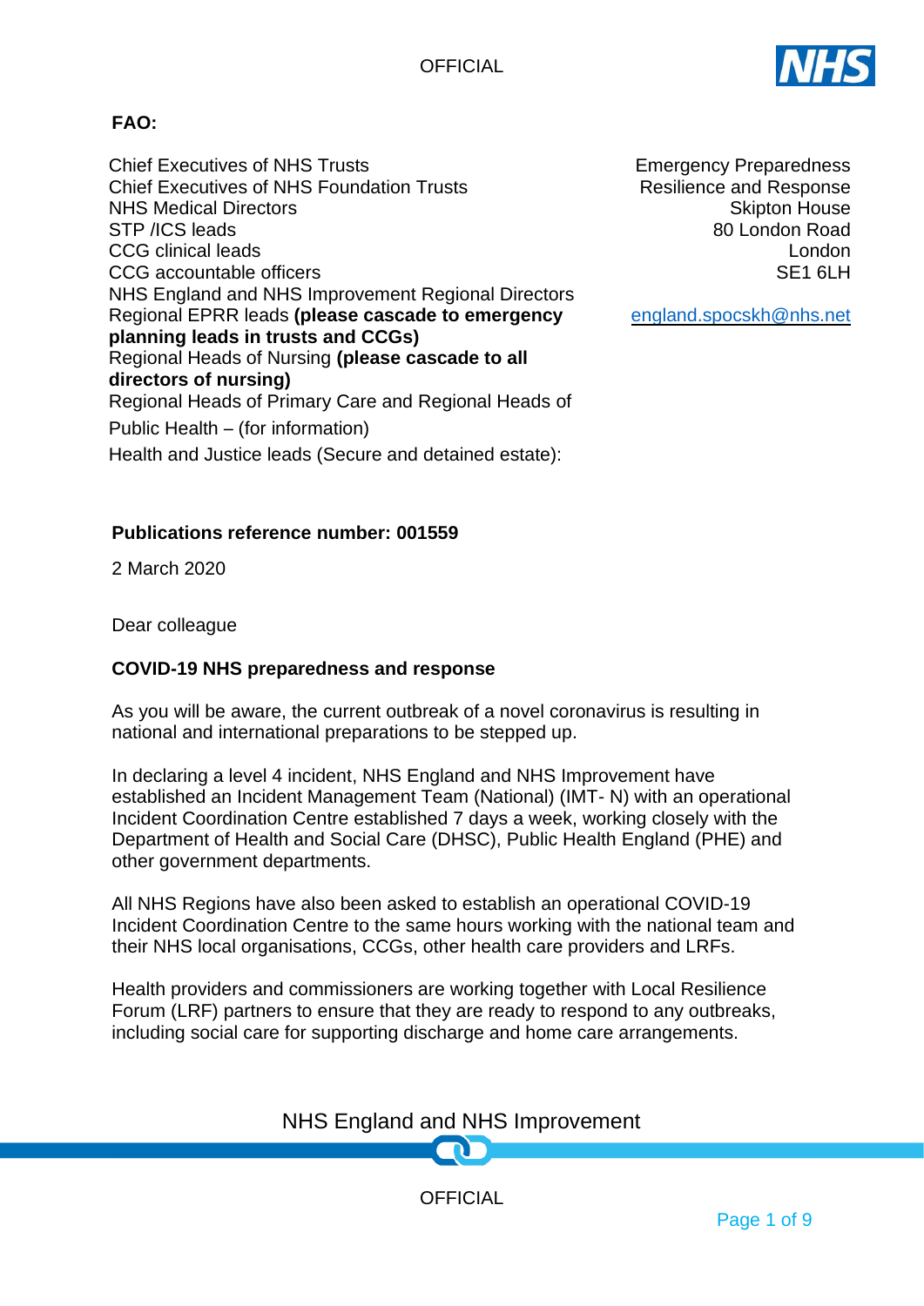**FAO:**

Chief Executives of NHS Trusts
Chief Executives of NHS Foundation Trusts
NHS Medical Directors
STP /ICS leads
CCG clinical leads
CCG accountable officers
NHS England and NHS Improvement Regional Directors
Regional EPRR leads **(please cascade to emergency planning leads in trusts and CCGs)**
Regional Heads of Nursing **(please cascade to all directors of nursing)**
Regional Heads of Primary Care and Regional Heads of Public Health – (for information)
Health and Justice leads (Secure and detained estate):

Emergency Preparedness
Resilience and Response
Skipton House
80 London Road
London
SE1 6LH

england.spocskh@nhs.net

**Publications reference number: 001559**

2 March 2020

Dear colleague

**COVID-19 NHS preparedness and response**

As you will be aware, the current outbreak of a novel coronavirus is resulting in national and international preparations to be stepped up.

In declaring a level 4 incident, NHS England and NHS Improvement have established an Incident Management Team (National) (IMT- N) with an operational Incident Coordination Centre established 7 days a week, working closely with the Department of Health and Social Care (DHSC), Public Health England (PHE) and other government departments.

All NHS Regions have also been asked to establish an operational COVID-19 Incident Coordination Centre to the same hours working with the national team and their NHS local organisations, CCGs, other health care providers and LRFs.

Health providers and commissioners are working together with Local Resilience Forum (LRF) partners to ensure that they are ready to respond to any outbreaks, including social care for supporting discharge and home care arrangements.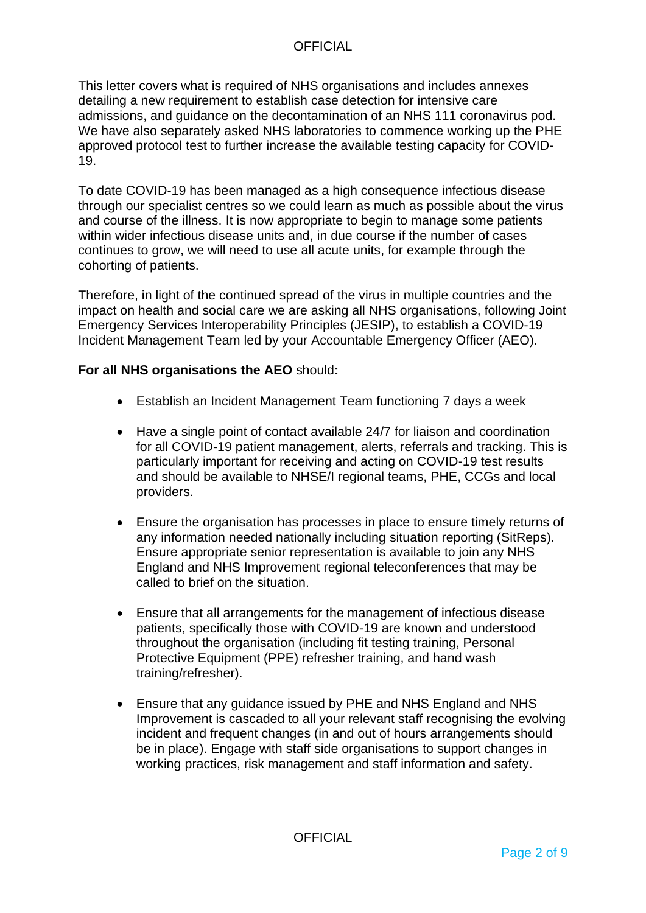This letter covers what is required of NHS organisations and includes annexes detailing a new requirement to establish case detection for intensive care admissions, and guidance on the decontamination of an NHS 111 coronavirus pod. We have also separately asked NHS laboratories to commence working up the PHE approved protocol test to further increase the available testing capacity for COVID-19.

To date COVID-19 has been managed as a high consequence infectious disease through our specialist centres so we could learn as much as possible about the virus and course of the illness. It is now appropriate to begin to manage some patients within wider infectious disease units and, in due course if the number of cases continues to grow, we will need to use all acute units, for example through the cohorting of patients.

Therefore, in light of the continued spread of the virus in multiple countries and the impact on health and social care we are asking all NHS organisations, following Joint Emergency Services Interoperability Principles (JESIP), to establish a COVID-19 Incident Management Team led by your Accountable Emergency Officer (AEO).

**For all NHS organisations the AEO** should**:**

- Establish an Incident Management Team functioning 7 days a week
- Have a single point of contact available 24/7 for liaison and coordination for all COVID-19 patient management, alerts, referrals and tracking. This is particularly important for receiving and acting on COVID-19 test results and should be available to NHSE/I regional teams, PHE, CCGs and local providers.
- Ensure the organisation has processes in place to ensure timely returns of any information needed nationally including situation reporting (SitReps). Ensure appropriate senior representation is available to join any NHS England and NHS Improvement regional teleconferences that may be called to brief on the situation.
- Ensure that all arrangements for the management of infectious disease patients, specifically those with COVID-19 are known and understood throughout the organisation (including fit testing training, Personal Protective Equipment (PPE) refresher training, and hand wash training/refresher).
- Ensure that any guidance issued by PHE and NHS England and NHS Improvement is cascaded to all your relevant staff recognising the evolving incident and frequent changes (in and out of hours arrangements should be in place). Engage with staff side organisations to support changes in working practices, risk management and staff information and safety.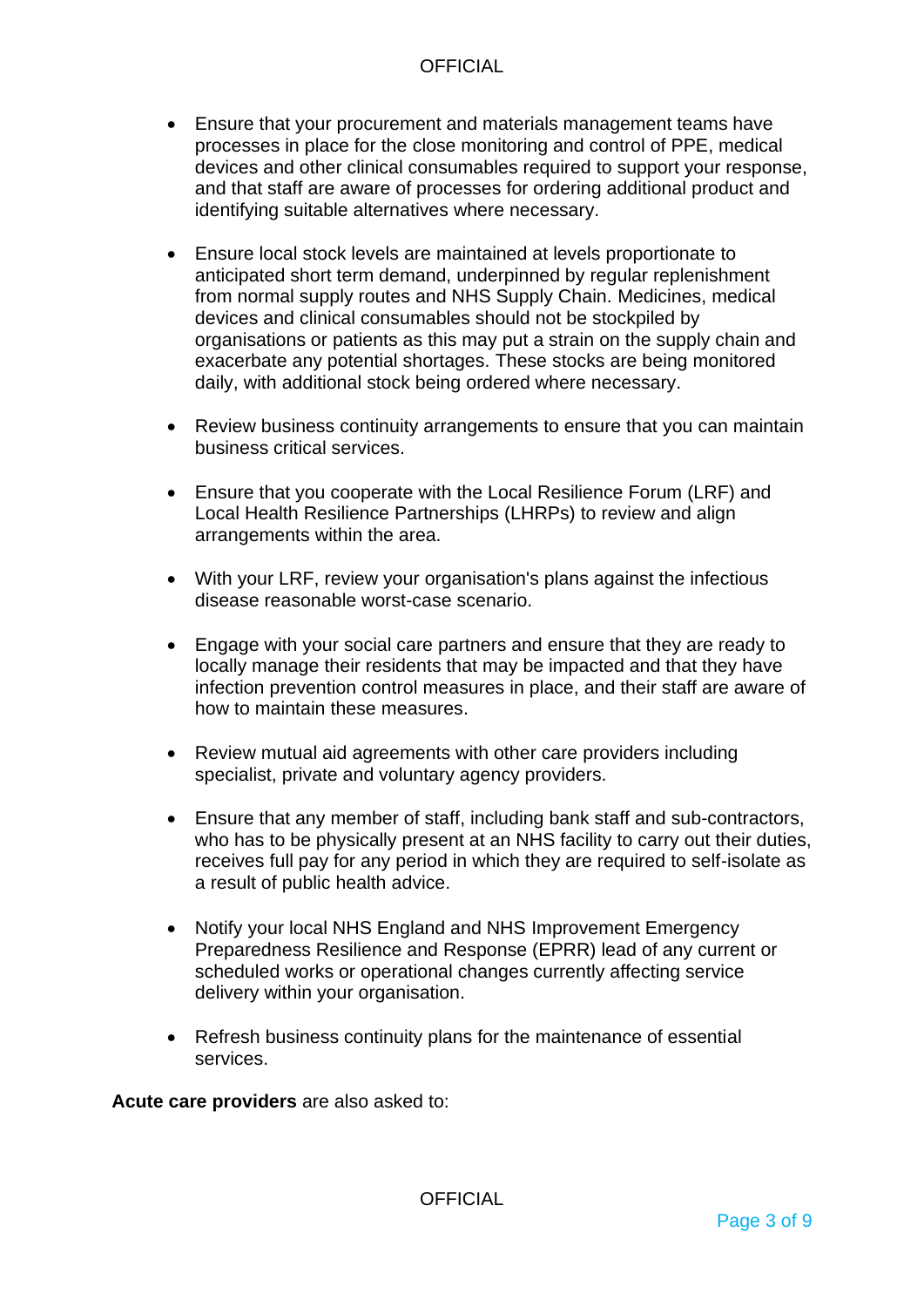- Ensure that your procurement and materials management teams have processes in place for the close monitoring and control of PPE, medical devices and other clinical consumables required to support your response, and that staff are aware of processes for ordering additional product and identifying suitable alternatives where necessary.

- Ensure local stock levels are maintained at levels proportionate to anticipated short term demand, underpinned by regular replenishment from normal supply routes and NHS Supply Chain. Medicines, medical devices and clinical consumables should not be stockpiled by organisations or patients as this may put a strain on the supply chain and exacerbate any potential shortages. These stocks are being monitored daily, with additional stock being ordered where necessary.

- Review business continuity arrangements to ensure that you can maintain business critical services.

- Ensure that you cooperate with the Local Resilience Forum (LRF) and Local Health Resilience Partnerships (LHRPs) to review and align arrangements within the area.

- With your LRF, review your organisation's plans against the infectious disease reasonable worst-case scenario.

- Engage with your social care partners and ensure that they are ready to locally manage their residents that may be impacted and that they have infection prevention control measures in place, and their staff are aware of how to maintain these measures.

- Review mutual aid agreements with other care providers including specialist, private and voluntary agency providers.

- Ensure that any member of staff, including bank staff and sub-contractors, who has to be physically present at an NHS facility to carry out their duties, receives full pay for any period in which they are required to self-isolate as a result of public health advice.

- Notify your local NHS England and NHS Improvement Emergency Preparedness Resilience and Response (EPRR) lead of any current or scheduled works or operational changes currently affecting service delivery within your organisation.

- Refresh business continuity plans for the maintenance of essential services.

**Acute care providers** are also asked to: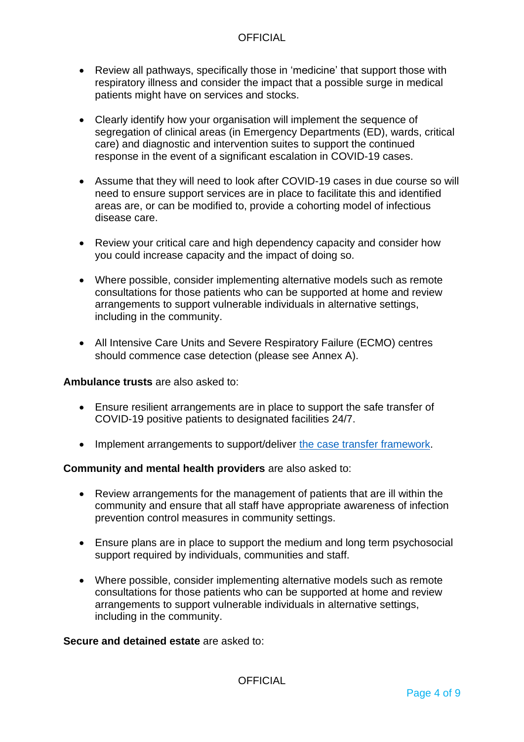- Review all pathways, specifically those in 'medicine' that support those with respiratory illness and consider the impact that a possible surge in medical patients might have on services and stocks.

- Clearly identify how your organisation will implement the sequence of segregation of clinical areas (in Emergency Departments (ED), wards, critical care) and diagnostic and intervention suites to support the continued response in the event of a significant escalation in COVID-19 cases.

- Assume that they will need to look after COVID-19 cases in due course so will need to ensure support services are in place to facilitate this and identified areas are, or can be modified to, provide a cohorting model of infectious disease care.

- Review your critical care and high dependency capacity and consider how you could increase capacity and the impact of doing so.

- Where possible, consider implementing alternative models such as remote consultations for those patients who can be supported at home and review arrangements to support vulnerable individuals in alternative settings, including in the community.

- All Intensive Care Units and Severe Respiratory Failure (ECMO) centres should commence case detection (please see Annex A).

**Ambulance trusts** are also asked to:

- Ensure resilient arrangements are in place to support the safe transfer of COVID-19 positive patients to designated facilities 24/7.

- Implement arrangements to support/deliver the case transfer framework.

**Community and mental health providers** are also asked to:

- Review arrangements for the management of patients that are ill within the community and ensure that all staff have appropriate awareness of infection prevention control measures in community settings.

- Ensure plans are in place to support the medium and long term psychosocial support required by individuals, communities and staff.

- Where possible, consider implementing alternative models such as remote consultations for those patients who can be supported at home and review arrangements to support vulnerable individuals in alternative settings, including in the community.

**Secure and detained estate** are asked to: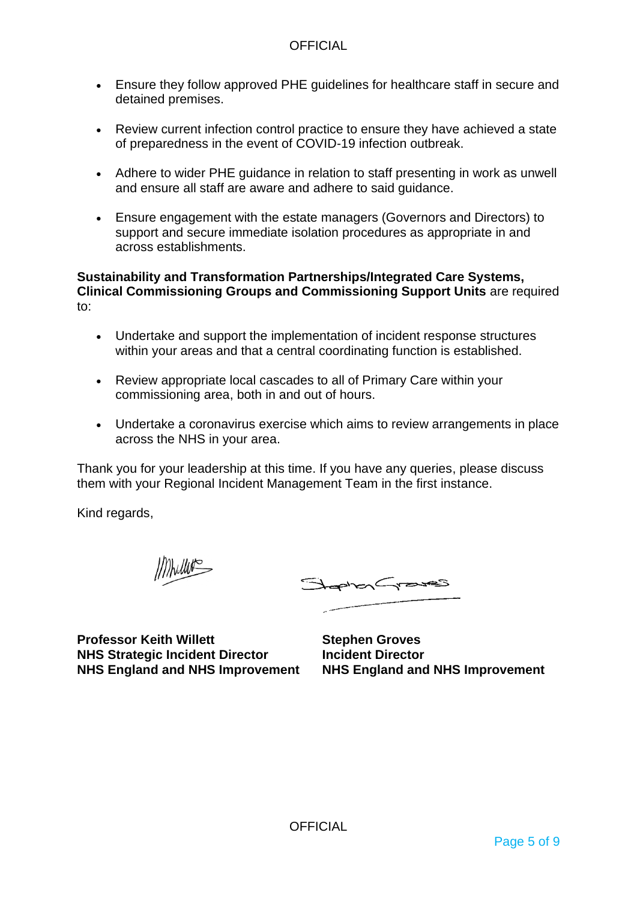- Ensure they follow approved PHE guidelines for healthcare staff in secure and detained premises.
- Review current infection control practice to ensure they have achieved a state of preparedness in the event of COVID-19 infection outbreak.
- Adhere to wider PHE guidance in relation to staff presenting in work as unwell and ensure all staff are aware and adhere to said guidance.
- Ensure engagement with the estate managers (Governors and Directors) to support and secure immediate isolation procedures as appropriate in and across establishments.

**Sustainability and Transformation Partnerships/Integrated Care Systems, Clinical Commissioning Groups and Commissioning Support Units** are required to:

- Undertake and support the implementation of incident response structures within your areas and that a central coordinating function is established.
- Review appropriate local cascades to all of Primary Care within your commissioning area, both in and out of hours.
- Undertake a coronavirus exercise which aims to review arrangements in place across the NHS in your area.

Thank you for your leadership at this time. If you have any queries, please discuss them with your Regional Incident Management Team in the first instance.

Kind regards,

**Professor Keith Willett**
**NHS Strategic Incident Director**
**NHS England and NHS Improvement**

**Stephen Groves**
**Incident Director**
**NHS England and NHS Improvement**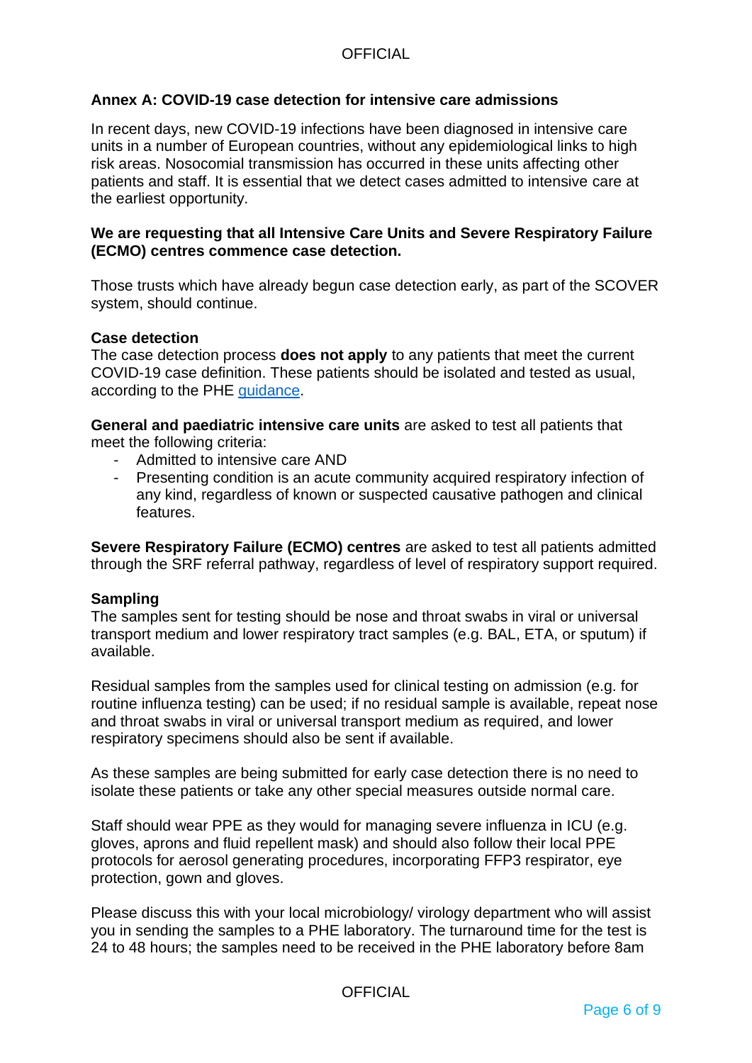## Annex A: COVID-19 case detection for intensive care admissions

In recent days, new COVID-19 infections have been diagnosed in intensive care units in a number of European countries, without any epidemiological links to high risk areas. Nosocomial transmission has occurred in these units affecting other patients and staff. It is essential that we detect cases admitted to intensive care at the earliest opportunity.

**We are requesting that all Intensive Care Units and Severe Respiratory Failure (ECMO) centres commence case detection.**

Those trusts which have already begun case detection early, as part of the SCOVER system, should continue.

**Case detection**

The case detection process **does not apply** to any patients that meet the current COVID-19 case definition. These patients should be isolated and tested as usual, according to the PHE [guidance](guidance).

**General and paediatric intensive care units** are asked to test all patients that meet the following criteria:

- Admitted to intensive care AND
- Presenting condition is an acute community acquired respiratory infection of any kind, regardless of known or suspected causative pathogen and clinical features.

**Severe Respiratory Failure (ECMO) centres** are asked to test all patients admitted through the SRF referral pathway, regardless of level of respiratory support required.

**Sampling**

The samples sent for testing should be nose and throat swabs in viral or universal transport medium and lower respiratory tract samples (e.g. BAL, ETA, or sputum) if available.

Residual samples from the samples used for clinical testing on admission (e.g. for routine influenza testing) can be used; if no residual sample is available, repeat nose and throat swabs in viral or universal transport medium as required, and lower respiratory specimens should also be sent if available.

As these samples are being submitted for early case detection there is no need to isolate these patients or take any other special measures outside normal care.

Staff should wear PPE as they would for managing severe influenza in ICU (e.g. gloves, aprons and fluid repellent mask) and should also follow their local PPE protocols for aerosol generating procedures, incorporating FFP3 respirator, eye protection, gown and gloves.

Please discuss this with your local microbiology/ virology department who will assist you in sending the samples to a PHE laboratory. The turnaround time for the test is 24 to 48 hours; the samples need to be received in the PHE laboratory before 8am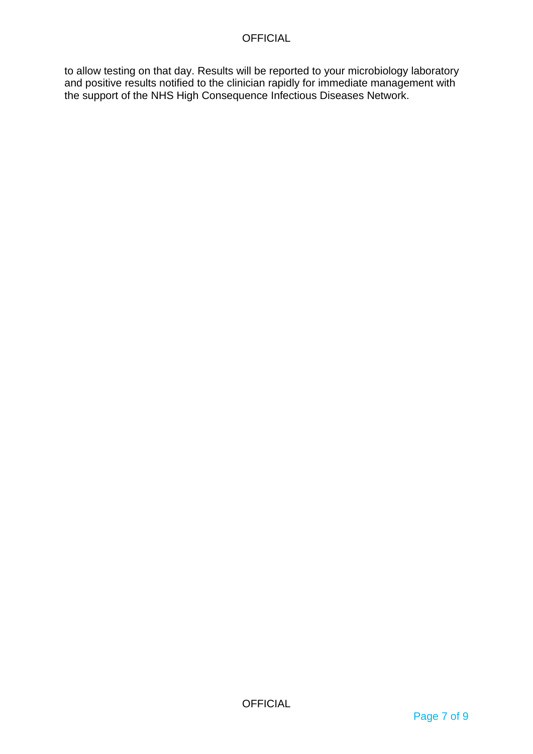to allow testing on that day. Results will be reported to your microbiology laboratory and positive results notified to the clinician rapidly for immediate management with the support of the NHS High Consequence Infectious Diseases Network.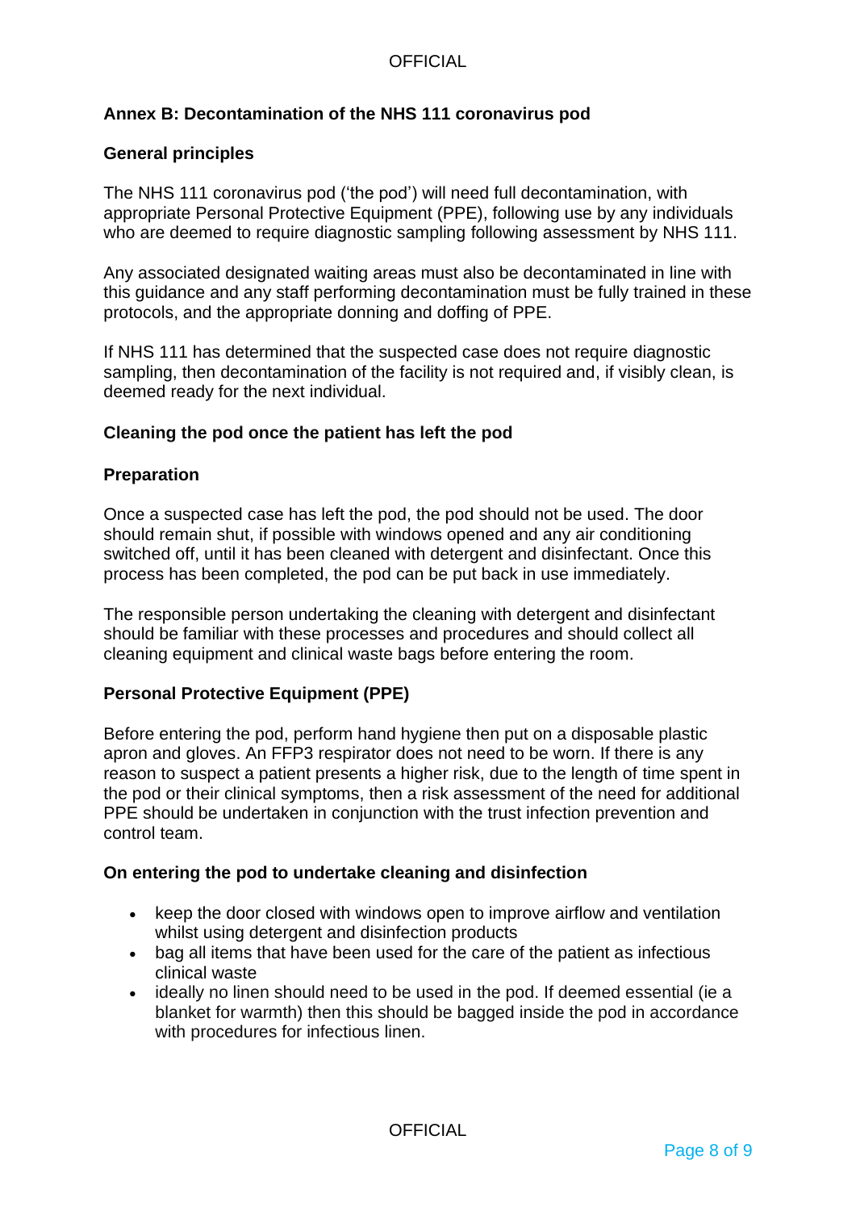## Annex B: Decontamination of the NHS 111 coronavirus pod

### General principles

The NHS 111 coronavirus pod ('the pod') will need full decontamination, with appropriate Personal Protective Equipment (PPE), following use by any individuals who are deemed to require diagnostic sampling following assessment by NHS 111.

Any associated designated waiting areas must also be decontaminated in line with this guidance and any staff performing decontamination must be fully trained in these protocols, and the appropriate donning and doffing of PPE.

If NHS 111 has determined that the suspected case does not require diagnostic sampling, then decontamination of the facility is not required and, if visibly clean, is deemed ready for the next individual.

### Cleaning the pod once the patient has left the pod

### Preparation

Once a suspected case has left the pod, the pod should not be used. The door should remain shut, if possible with windows opened and any air conditioning switched off, until it has been cleaned with detergent and disinfectant. Once this process has been completed, the pod can be put back in use immediately.

The responsible person undertaking the cleaning with detergent and disinfectant should be familiar with these processes and procedures and should collect all cleaning equipment and clinical waste bags before entering the room.

### Personal Protective Equipment (PPE)

Before entering the pod, perform hand hygiene then put on a disposable plastic apron and gloves. An FFP3 respirator does not need to be worn. If there is any reason to suspect a patient presents a higher risk, due to the length of time spent in the pod or their clinical symptoms, then a risk assessment of the need for additional PPE should be undertaken in conjunction with the trust infection prevention and control team.

### On entering the pod to undertake cleaning and disinfection

- keep the door closed with windows open to improve airflow and ventilation whilst using detergent and disinfection products
- bag all items that have been used for the care of the patient as infectious clinical waste
- ideally no linen should need to be used in the pod. If deemed essential (ie a blanket for warmth) then this should be bagged inside the pod in accordance with procedures for infectious linen.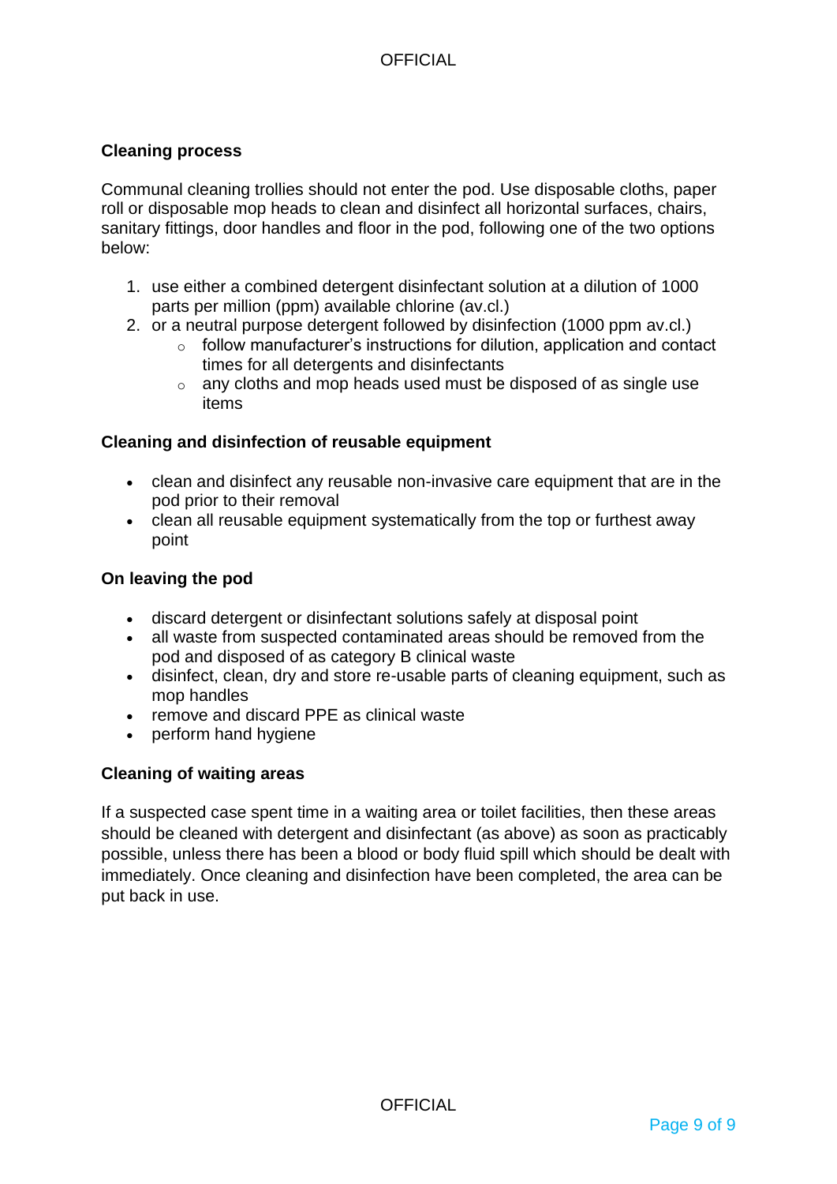### Cleaning process

Communal cleaning trollies should not enter the pod. Use disposable cloths, paper roll or disposable mop heads to clean and disinfect all horizontal surfaces, chairs, sanitary fittings, door handles and floor in the pod, following one of the two options below:

1. use either a combined detergent disinfectant solution at a dilution of 1000 parts per million (ppm) available chlorine (av.cl.)
2. or a neutral purpose detergent followed by disinfection (1000 ppm av.cl.)
    - follow manufacturer's instructions for dilution, application and contact times for all detergents and disinfectants
    - any cloths and mop heads used must be disposed of as single use items

### Cleaning and disinfection of reusable equipment

- clean and disinfect any reusable non-invasive care equipment that are in the pod prior to their removal
- clean all reusable equipment systematically from the top or furthest away point

### On leaving the pod

- discard detergent or disinfectant solutions safely at disposal point
- all waste from suspected contaminated areas should be removed from the pod and disposed of as category B clinical waste
- disinfect, clean, dry and store re-usable parts of cleaning equipment, such as mop handles
- remove and discard PPE as clinical waste
- perform hand hygiene

### Cleaning of waiting areas

If a suspected case spent time in a waiting area or toilet facilities, then these areas should be cleaned with detergent and disinfectant (as above) as soon as practicably possible, unless there has been a blood or body fluid spill which should be dealt with immediately. Once cleaning and disinfection have been completed, the area can be put back in use.